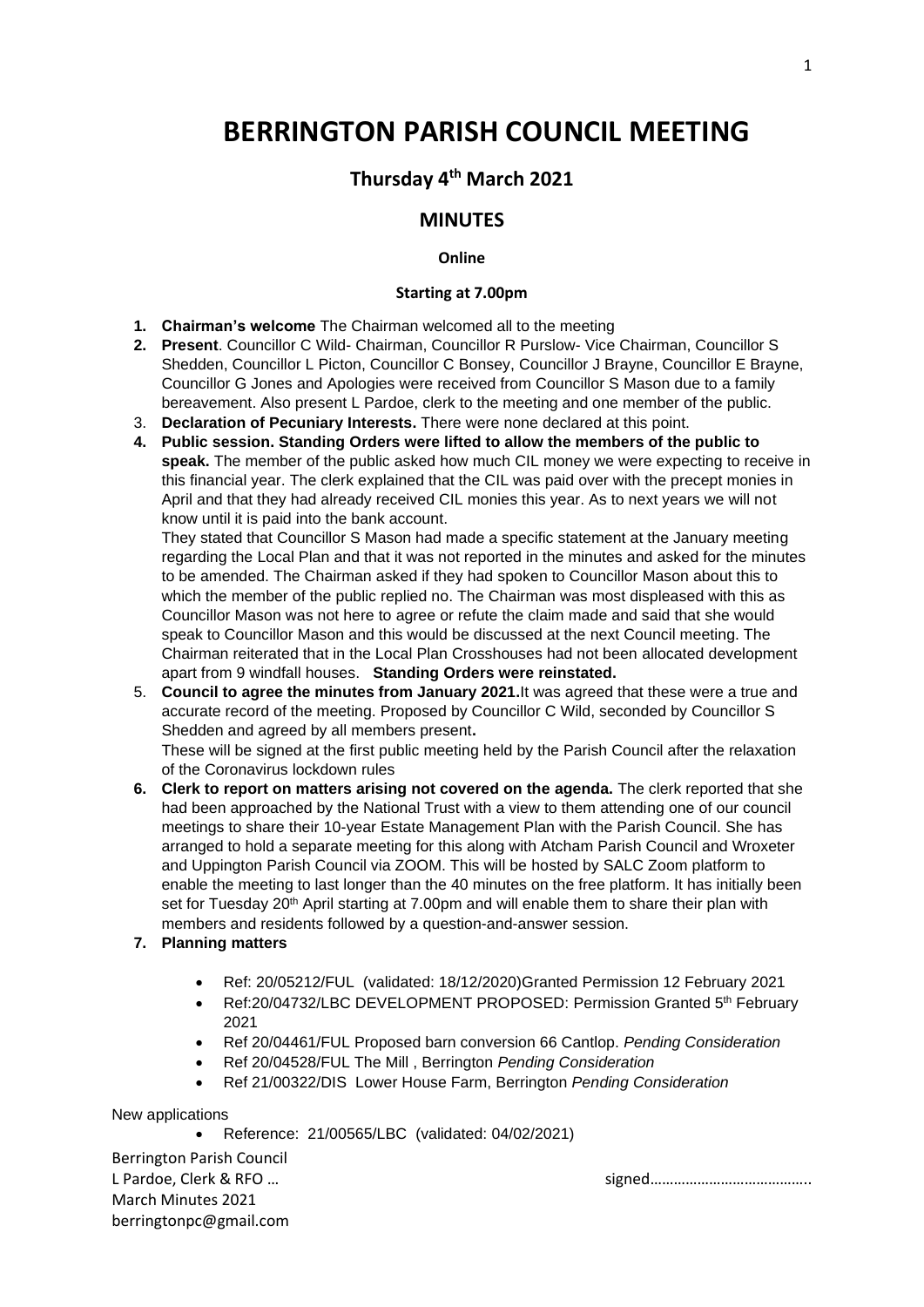# BERRINGTON PARISH COUNCIL MEETING

## Thursday 4th March 2021

## MINUTES

**Online**

**Starting at 7.00pm**

1. **Chairman's welcome** The Chairman welcomed all to the meeting
2. **Present**. Councillor C Wild- Chairman, Councillor R Purslow- Vice Chairman, Councillor S Shedden, Councillor L Picton, Councillor C Bonsey, Councillor J Brayne, Councillor E Brayne, Councillor G Jones and Apologies were received from Councillor S Mason due to a family bereavement. Also present L Pardoe, clerk to the meeting and one member of the public.
3. **Declaration of Pecuniary Interests.** There were none declared at this point.
4. **Public session. Standing Orders were lifted to allow the members of the public to speak.** The member of the public asked how much CIL money we were expecting to receive in this financial year. The clerk explained that the CIL was paid over with the precept monies in April and that they had already received CIL monies this year. As to next years we will not know until it is paid into the bank account.

   They stated that Councillor S Mason had made a specific statement at the January meeting regarding the Local Plan and that it was not reported in the minutes and asked for the minutes to be amended. The Chairman asked if they had spoken to Councillor Mason about this to which the member of the public replied no. The Chairman was most displeased with this as Councillor Mason was not here to agree or refute the claim made and said that she would speak to Councillor Mason and this would be discussed at the next Council meeting. The Chairman reiterated that in the Local Plan Crosshouses had not been allocated development apart from 9 windfall houses. **Standing Orders were reinstated.**
5. **Council to agree the minutes from January 2021.**It was agreed that these were a true and accurate record of the meeting. Proposed by Councillor C Wild, seconded by Councillor S Shedden and agreed by all members present**.**

   These will be signed at the first public meeting held by the Parish Council after the relaxation of the Coronavirus lockdown rules
6. **Clerk to report on matters arising not covered on the agenda.** The clerk reported that she had been approached by the National Trust with a view to them attending one of our council meetings to share their 10-year Estate Management Plan with the Parish Council. She has arranged to hold a separate meeting for this along with Atcham Parish Council and Wroxeter and Uppington Parish Council via ZOOM. This will be hosted by SALC Zoom platform to enable the meeting to last longer than the 40 minutes on the free platform. It has initially been set for Tuesday 20th April starting at 7.00pm and will enable them to share their plan with members and residents followed by a question-and-answer session.
7. **Planning matters**

   - Ref: 20/05212/FUL (validated: 18/12/2020)Granted Permission 12 February 2021
   - Ref:20/04732/LBC DEVELOPMENT PROPOSED: Permission Granted 5th February 2021
   - Ref 20/04461/FUL Proposed barn conversion 66 Cantlop. *Pending Consideration*
   - Ref 20/04528/FUL The Mill , Berrington *Pending Consideration*
   - Ref 21/00322/DIS Lower House Farm, Berrington *Pending Consideration*

New applications

- Reference: 21/00565/LBC (validated: 04/02/2021)

Berrington Parish Council
L Pardoe, Clerk & RFO … signed…………………………………..
March Minutes 2021
berringtonpc@gmail.com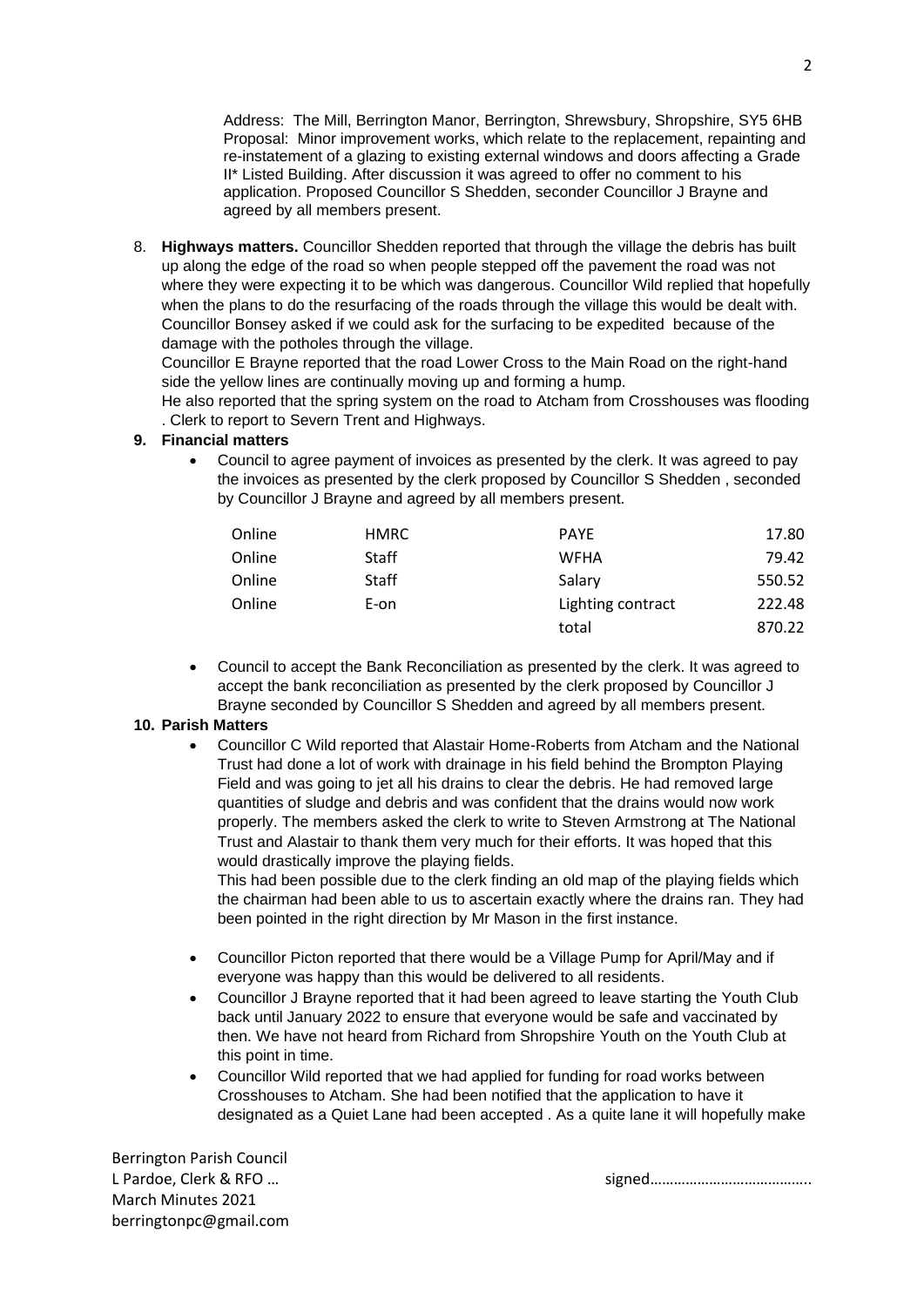Address: The Mill, Berrington Manor, Berrington, Shrewsbury, Shropshire, SY5 6HB
Proposal: Minor improvement works, which relate to the replacement, repainting and re-instatement of a glazing to existing external windows and doors affecting a Grade II* Listed Building. After discussion it was agreed to offer no comment to his application. Proposed Councillor S Shedden, seconder Councillor J Brayne and agreed by all members present.

8. **Highways matters.** Councillor Shedden reported that through the village the debris has built up along the edge of the road so when people stepped off the pavement the road was not where they were expecting it to be which was dangerous. Councillor Wild replied that hopefully when the plans to do the resurfacing of the roads through the village this would be dealt with. Councillor Bonsey asked if we could ask for the surfacing to be expedited because of the damage with the potholes through the village.
   Councillor E Brayne reported that the road Lower Cross to the Main Road on the right-hand side the yellow lines are continually moving up and forming a hump.
   He also reported that the spring system on the road to Atcham from Crosshouses was flooding . Clerk to report to Severn Trent and Highways.

9. **Financial matters**
   - Council to agree payment of invoices as presented by the clerk. It was agreed to pay the invoices as presented by the clerk proposed by Councillor S Shedden , seconded by Councillor J Brayne and agreed by all members present.

| | | | |
|---|---|---|---|
| Online | HMRC | PAYE | 17.80 |
| Online | Staff | WFHA | 79.42 |
| Online | Staff | Salary | 550.52 |
| Online | E-on | Lighting contract | 222.48 |
| | | total | 870.22 |

   - Council to accept the Bank Reconciliation as presented by the clerk. It was agreed to accept the bank reconciliation as presented by the clerk proposed by Councillor J Brayne seconded by Councillor S Shedden and agreed by all members present.

10. **Parish Matters**
   - Councillor C Wild reported that Alastair Home-Roberts from Atcham and the National Trust had done a lot of work with drainage in his field behind the Brompton Playing Field and was going to jet all his drains to clear the debris. He had removed large quantities of sludge and debris and was confident that the drains would now work properly. The members asked the clerk to write to Steven Armstrong at The National Trust and Alastair to thank them very much for their efforts. It was hoped that this would drastically improve the playing fields.
     This had been possible due to the clerk finding an old map of the playing fields which the chairman had been able to us to ascertain exactly where the drains ran. They had been pointed in the right direction by Mr Mason in the first instance.
   - Councillor Picton reported that there would be a Village Pump for April/May and if everyone was happy than this would be delivered to all residents.
   - Councillor J Brayne reported that it had been agreed to leave starting the Youth Club back until January 2022 to ensure that everyone would be safe and vaccinated by then. We have not heard from Richard from Shropshire Youth on the Youth Club at this point in time.
   - Councillor Wild reported that we had applied for funding for road works between Crosshouses to Atcham. She had been notified that the application to have it designated as a Quiet Lane had been accepted . As a quite lane it will hopefully make

Berrington Parish Council
L Pardoe, Clerk & RFO … signed…………………………………..
March Minutes 2021
berringtonpc@gmail.com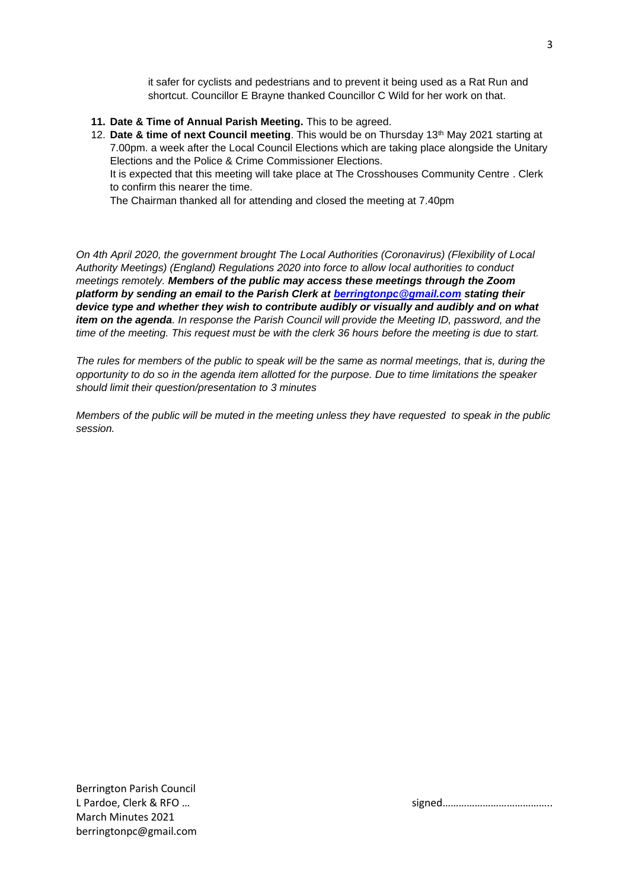it safer for cyclists and pedestrians and to prevent it being used as a Rat Run and shortcut. Councillor E Brayne thanked Councillor C Wild for her work on that.

11. **Date & Time of Annual Parish Meeting.** This to be agreed.
12. **Date & time of next Council meeting**. This would be on Thursday 13th May 2021 starting at 7.00pm. a week after the Local Council Elections which are taking place alongside the Unitary Elections and the Police & Crime Commissioner Elections.

    It is expected that this meeting will take place at The Crosshouses Community Centre . Clerk to confirm this nearer the time.

    The Chairman thanked all for attending and closed the meeting at 7.40pm

*On 4th April 2020, the government brought The Local Authorities (Coronavirus) (Flexibility of Local Authority Meetings) (England) Regulations 2020 into force to allow local authorities to conduct meetings remotely.* ***Members of the public may access these meetings through the Zoom platform by sending an email to the Parish Clerk at berringtonpc@gmail.com stating their device type and whether they wish to contribute audibly or visually and audibly and on what item on the agenda****. In response the Parish Council will provide the Meeting ID, password, and the time of the meeting. This request must be with the clerk 36 hours before the meeting is due to start.*

*The rules for members of the public to speak will be the same as normal meetings, that is, during the opportunity to do so in the agenda item allotted for the purpose. Due to time limitations the speaker should limit their question/presentation to 3 minutes*

*Members of the public will be muted in the meeting unless they have requested to speak in the public session.*

Berrington Parish Council
L Pardoe, Clerk & RFO … signed…………………………………..
March Minutes 2021
berringtonpc@gmail.com